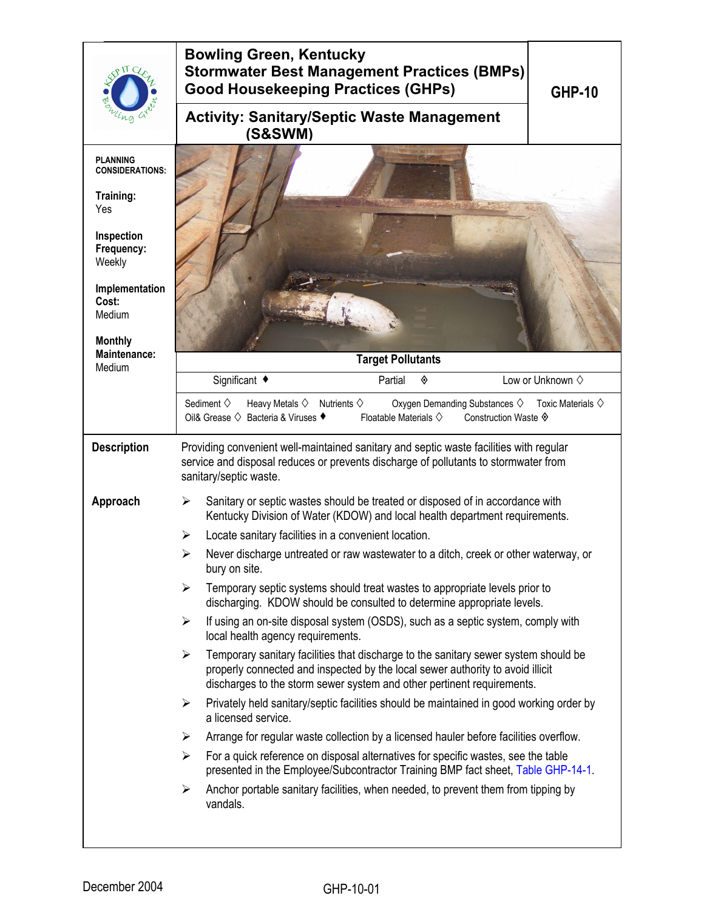# Bowling Green, Kentucky
## Stormwater Best Management Practices (BMPs)
## Good Housekeeping Practices (GHPs)

**GHP-10**

## Activity: Sanitary/Septic Waste Management (S&SWM)

**PLANNING CONSIDERATIONS:**

**Training:**
Yes

**Inspection Frequency:**
Weekly

**Implementation Cost:**
Medium

**Monthly Maintenance:**
Medium

**Target Pollutants**

| Significant ♦ | Partial ◈ | Low or Unknown ◊ |
|---|---|---|

Sediment ◊ Heavy Metals ◊ Nutrients ◊ Oxygen Demanding Substances ◊ Toxic Materials ◊
Oil& Grease ◊ Bacteria & Viruses ♦ Floatable Materials ◊ Construction Waste ◈

**Description**

Providing convenient well-maintained sanitary and septic waste facilities with regular service and disposal reduces or prevents discharge of pollutants to stormwater from sanitary/septic waste.

**Approach**

- Sanitary or septic wastes should be treated or disposed of in accordance with Kentucky Division of Water (KDOW) and local health department requirements.
- Locate sanitary facilities in a convenient location.
- Never discharge untreated or raw wastewater to a ditch, creek or other waterway, or bury on site.
- Temporary septic systems should treat wastes to appropriate levels prior to discharging. KDOW should be consulted to determine appropriate levels.
- If using an on-site disposal system (OSDS), such as a septic system, comply with local health agency requirements.
- Temporary sanitary facilities that discharge to the sanitary sewer system should be properly connected and inspected by the local sewer authority to avoid illicit discharges to the storm sewer system and other pertinent requirements.
- Privately held sanitary/septic facilities should be maintained in good working order by a licensed service.
- Arrange for regular waste collection by a licensed hauler before facilities overflow.
- For a quick reference on disposal alternatives for specific wastes, see the table presented in the Employee/Subcontractor Training BMP fact sheet, Table GHP-14-1.
- Anchor portable sanitary facilities, when needed, to prevent them from tipping by vandals.

December 2004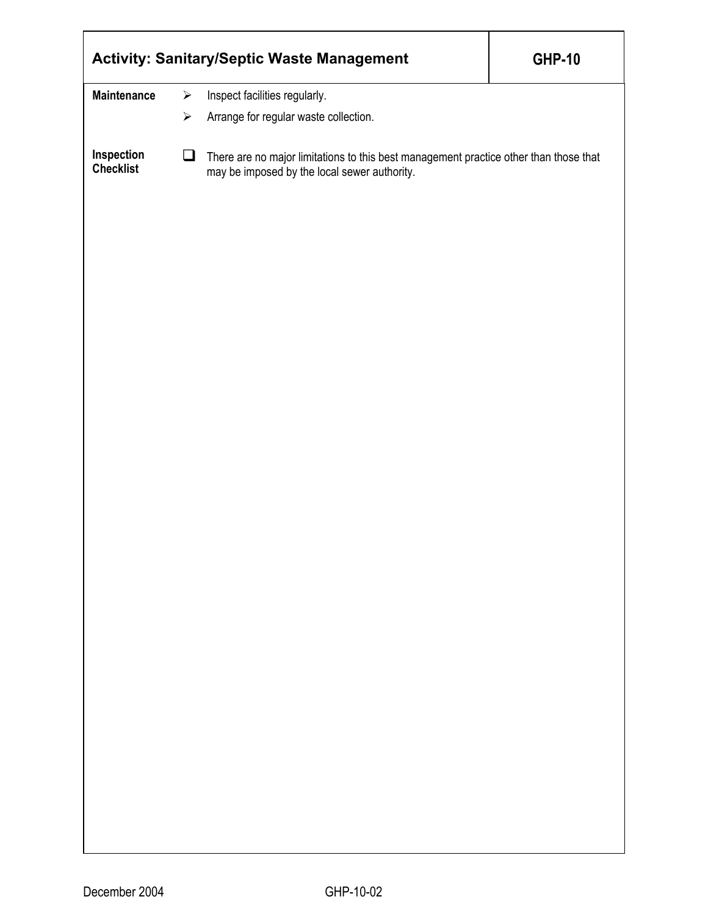| Activity: Sanitary/Septic Waste Management | GHP-10 |
| --- | --- |

**Maintenance**

- Inspect facilities regularly.
- Arrange for regular waste collection.

**Inspection Checklist**

- [ ] There are no major limitations to this best management practice other than those that may be imposed by the local sewer authority.